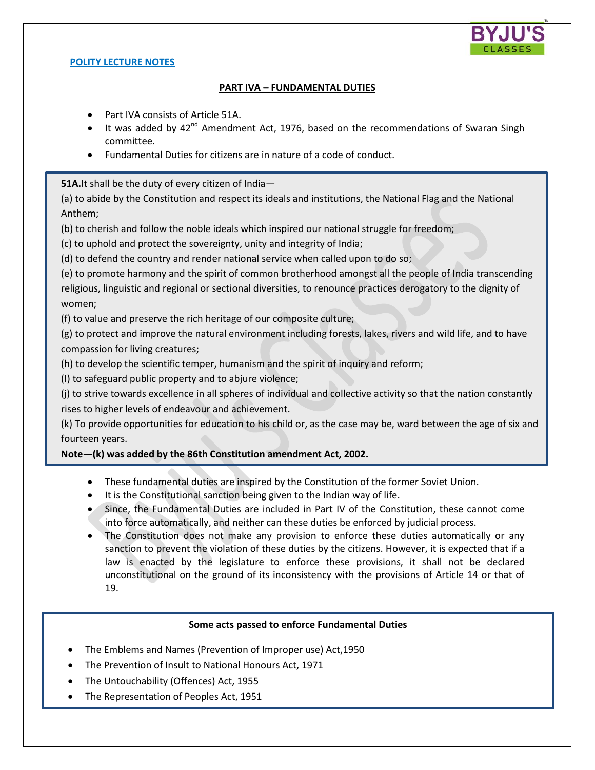**POLITY LECTURE NOTES**

## PART IVA – FUNDAMENTAL DUTIES

- Part IVA consists of Article 51A.
- It was added by 42nd Amendment Act, 1976, based on the recommendations of Swaran Singh committee.
- Fundamental Duties for citizens are in nature of a code of conduct.

**51A.**It shall be the duty of every citizen of India—

(a) to abide by the Constitution and respect its ideals and institutions, the National Flag and the National Anthem;

(b) to cherish and follow the noble ideals which inspired our national struggle for freedom;

(c) to uphold and protect the sovereignty, unity and integrity of India;

(d) to defend the country and render national service when called upon to do so;

(e) to promote harmony and the spirit of common brotherhood amongst all the people of India transcending religious, linguistic and regional or sectional diversities, to renounce practices derogatory to the dignity of women;

(f) to value and preserve the rich heritage of our composite culture;

(g) to protect and improve the natural environment including forests, lakes, rivers and wild life, and to have compassion for living creatures;

(h) to develop the scientific temper, humanism and the spirit of inquiry and reform;

(I) to safeguard public property and to abjure violence;

(j) to strive towards excellence in all spheres of individual and collective activity so that the nation constantly rises to higher levels of endeavour and achievement.

(k) To provide opportunities for education to his child or, as the case may be, ward between the age of six and fourteen years.

**Note—(k) was added by the 86th Constitution amendment Act, 2002.**

- These fundamental duties are inspired by the Constitution of the former Soviet Union.
- It is the Constitutional sanction being given to the Indian way of life.
- Since, the Fundamental Duties are included in Part IV of the Constitution, these cannot come into force automatically, and neither can these duties be enforced by judicial process.
- The Constitution does not make any provision to enforce these duties automatically or any sanction to prevent the violation of these duties by the citizens. However, it is expected that if a law is enacted by the legislature to enforce these provisions, it shall not be declared unconstitutional on the ground of its inconsistency with the provisions of Article 14 or that of 19.

**Some acts passed to enforce Fundamental Duties**

- The Emblems and Names (Prevention of Improper use) Act,1950
- The Prevention of Insult to National Honours Act, 1971
- The Untouchability (Offences) Act, 1955
- The Representation of Peoples Act, 1951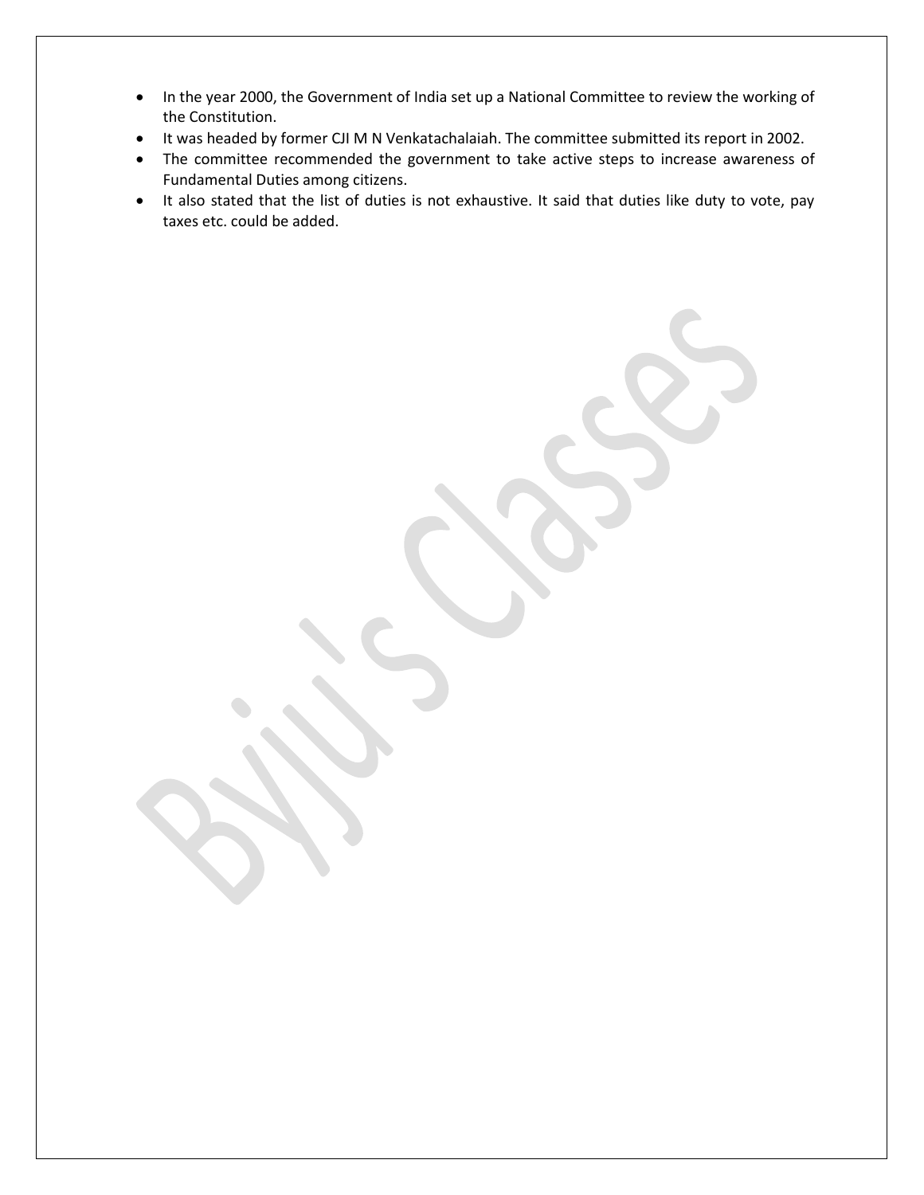- In the year 2000, the Government of India set up a National Committee to review the working of the Constitution.
- It was headed by former CJI M N Venkatachalaiah. The committee submitted its report in 2002.
- The committee recommended the government to take active steps to increase awareness of Fundamental Duties among citizens.
- It also stated that the list of duties is not exhaustive. It said that duties like duty to vote, pay taxes etc. could be added.